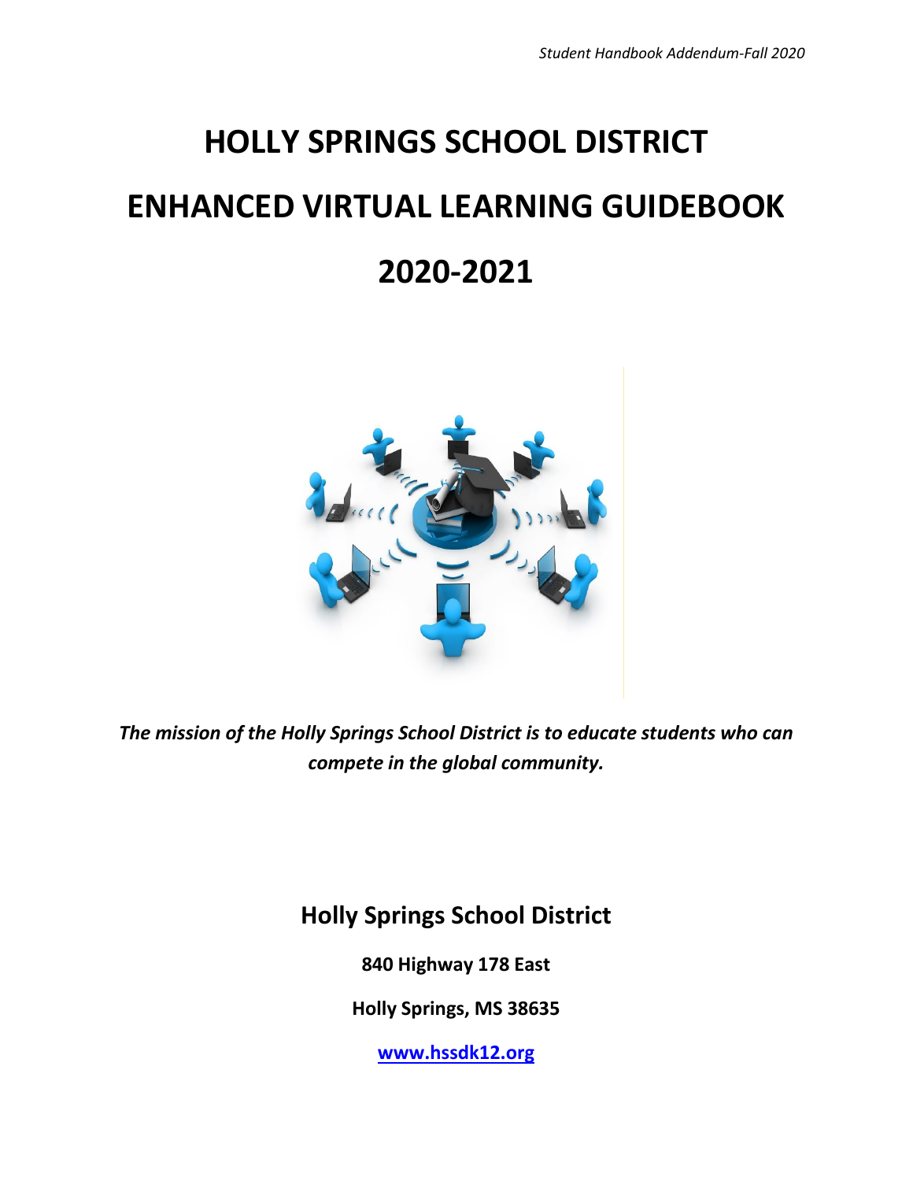# HOLLY SPRINGS SCHOOL DISTRICT

# ENHANCED VIRTUAL LEARNING GUIDEBOOK

# 2020-2021

***The mission of the Holly Springs School District is to educate students who can compete in the global community.***

**Holly Springs School District**

**840 Highway 178 East**

**Holly Springs, MS 38635**

**www.hssdk12.org**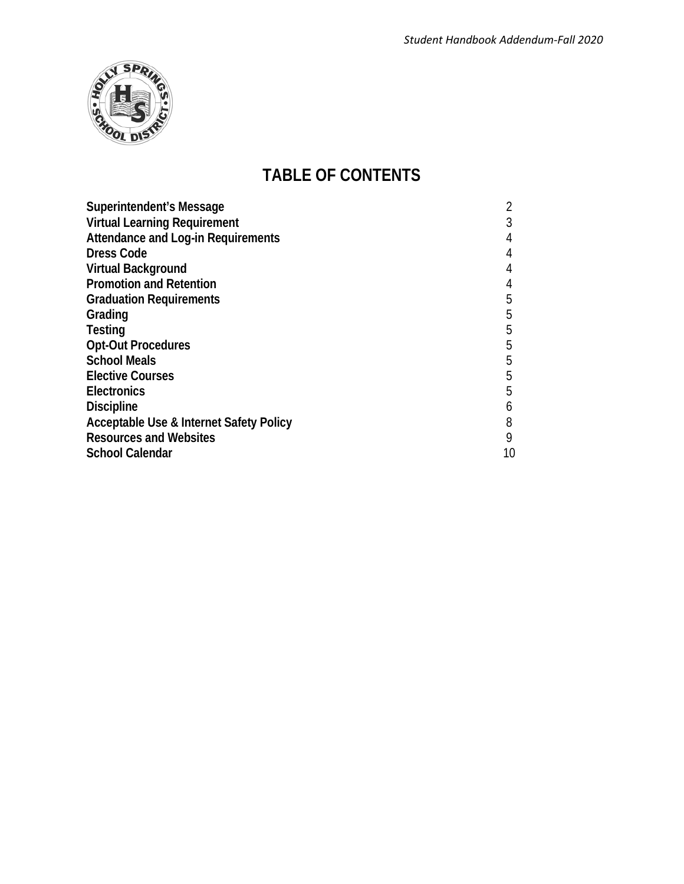# TABLE OF CONTENTS

| | |
|---|---|
| **Superintendent's Message** | 2 |
| **Virtual Learning Requirement** | 3 |
| **Attendance and Log-in Requirements** | 4 |
| **Dress Code** | 4 |
| **Virtual Background** | 4 |
| **Promotion and Retention** | 4 |
| **Graduation Requirements** | 5 |
| **Grading** | 5 |
| **Testing** | 5 |
| **Opt-Out Procedures** | 5 |
| **School Meals** | 5 |
| **Elective Courses** | 5 |
| **Electronics** | 5 |
| **Discipline** | 6 |
| **Acceptable Use & Internet Safety Policy** | 8 |
| **Resources and Websites** | 9 |
| **School Calendar** | 10 |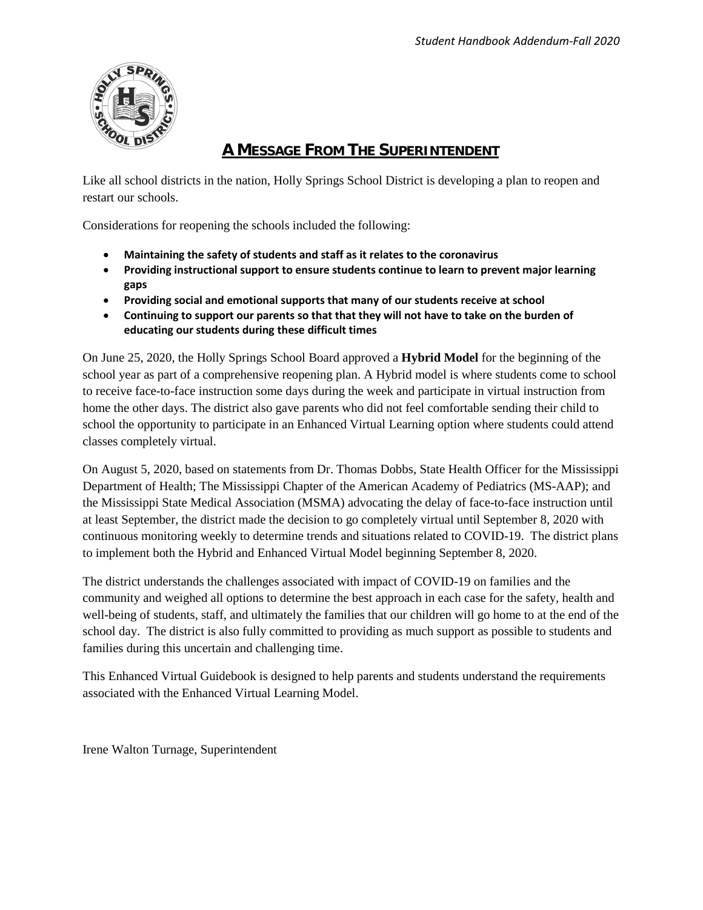## A MESSAGE FROM THE SUPERINTENDENT

Like all school districts in the nation, Holly Springs School District is developing a plan to reopen and restart our schools.

Considerations for reopening the schools included the following:

- **Maintaining the safety of students and staff as it relates to the coronavirus**
- **Providing instructional support to ensure students continue to learn to prevent major learning gaps**
- **Providing social and emotional supports that many of our students receive at school**
- **Continuing to support our parents so that that they will not have to take on the burden of educating our students during these difficult times**

On June 25, 2020, the Holly Springs School Board approved a **Hybrid Model** for the beginning of the school year as part of a comprehensive reopening plan. A Hybrid model is where students come to school to receive face-to-face instruction some days during the week and participate in virtual instruction from home the other days. The district also gave parents who did not feel comfortable sending their child to school the opportunity to participate in an Enhanced Virtual Learning option where students could attend classes completely virtual.

On August 5, 2020, based on statements from Dr. Thomas Dobbs, State Health Officer for the Mississippi Department of Health; The Mississippi Chapter of the American Academy of Pediatrics (MS-AAP); and the Mississippi State Medical Association (MSMA) advocating the delay of face-to-face instruction until at least September, the district made the decision to go completely virtual until September 8, 2020 with continuous monitoring weekly to determine trends and situations related to COVID-19. The district plans to implement both the Hybrid and Enhanced Virtual Model beginning September 8, 2020.

The district understands the challenges associated with impact of COVID-19 on families and the community and weighed all options to determine the best approach in each case for the safety, health and well-being of students, staff, and ultimately the families that our children will go home to at the end of the school day. The district is also fully committed to providing as much support as possible to students and families during this uncertain and challenging time.

This Enhanced Virtual Guidebook is designed to help parents and students understand the requirements associated with the Enhanced Virtual Learning Model.

Irene Walton Turnage, Superintendent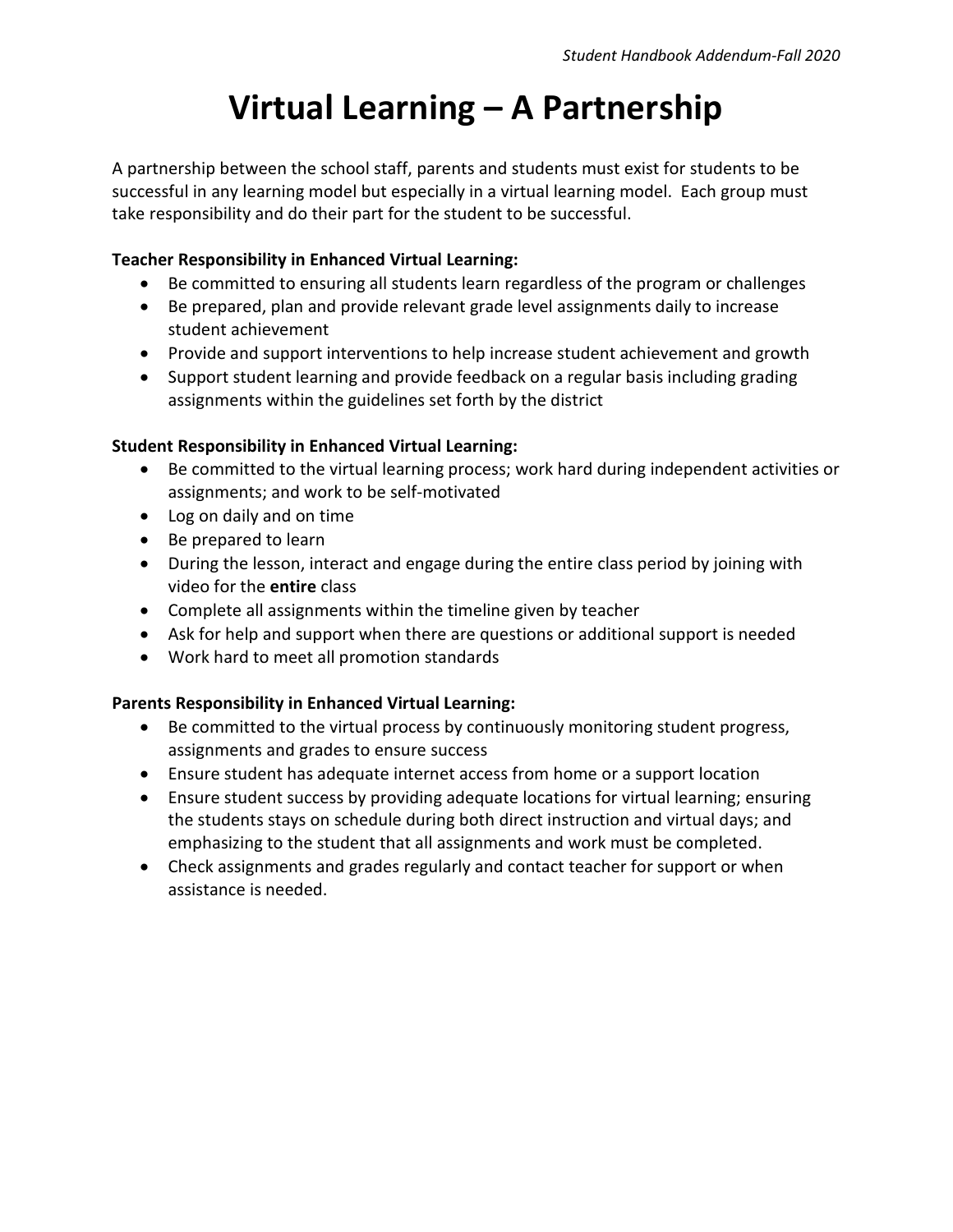# Virtual Learning – A Partnership

A partnership between the school staff, parents and students must exist for students to be successful in any learning model but especially in a virtual learning model. Each group must take responsibility and do their part for the student to be successful.

**Teacher Responsibility in Enhanced Virtual Learning:**

- Be committed to ensuring all students learn regardless of the program or challenges
- Be prepared, plan and provide relevant grade level assignments daily to increase student achievement
- Provide and support interventions to help increase student achievement and growth
- Support student learning and provide feedback on a regular basis including grading assignments within the guidelines set forth by the district

**Student Responsibility in Enhanced Virtual Learning:**

- Be committed to the virtual learning process; work hard during independent activities or assignments; and work to be self-motivated
- Log on daily and on time
- Be prepared to learn
- During the lesson, interact and engage during the entire class period by joining with video for the **entire** class
- Complete all assignments within the timeline given by teacher
- Ask for help and support when there are questions or additional support is needed
- Work hard to meet all promotion standards

**Parents Responsibility in Enhanced Virtual Learning:**

- Be committed to the virtual process by continuously monitoring student progress, assignments and grades to ensure success
- Ensure student has adequate internet access from home or a support location
- Ensure student success by providing adequate locations for virtual learning; ensuring the students stays on schedule during both direct instruction and virtual days; and emphasizing to the student that all assignments and work must be completed.
- Check assignments and grades regularly and contact teacher for support or when assistance is needed.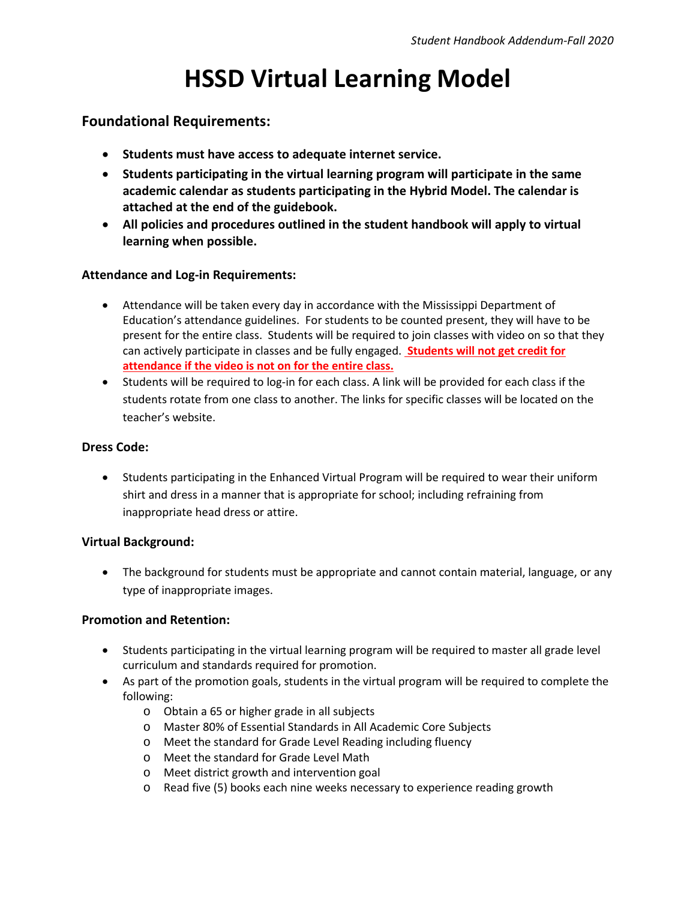# HSSD Virtual Learning Model

## Foundational Requirements:

- **Students must have access to adequate internet service.**
- **Students participating in the virtual learning program will participate in the same academic calendar as students participating in the Hybrid Model. The calendar is attached at the end of the guidebook.**
- **All policies and procedures outlined in the student handbook will apply to virtual learning when possible.**

### Attendance and Log-in Requirements:

- Attendance will be taken every day in accordance with the Mississippi Department of Education's attendance guidelines. For students to be counted present, they will have to be present for the entire class. Students will be required to join classes with video on so that they can actively participate in classes and be fully engaged. **Students will not get credit for attendance if the video is not on for the entire class.**
- Students will be required to log-in for each class. A link will be provided for each class if the students rotate from one class to another. The links for specific classes will be located on the teacher's website.

### Dress Code:

- Students participating in the Enhanced Virtual Program will be required to wear their uniform shirt and dress in a manner that is appropriate for school; including refraining from inappropriate head dress or attire.

### Virtual Background:

- The background for students must be appropriate and cannot contain material, language, or any type of inappropriate images.

### Promotion and Retention:

- Students participating in the virtual learning program will be required to master all grade level curriculum and standards required for promotion.
- As part of the promotion goals, students in the virtual program will be required to complete the following:
  - Obtain a 65 or higher grade in all subjects
  - Master 80% of Essential Standards in All Academic Core Subjects
  - Meet the standard for Grade Level Reading including fluency
  - Meet the standard for Grade Level Math
  - Meet district growth and intervention goal
  - Read five (5) books each nine weeks necessary to experience reading growth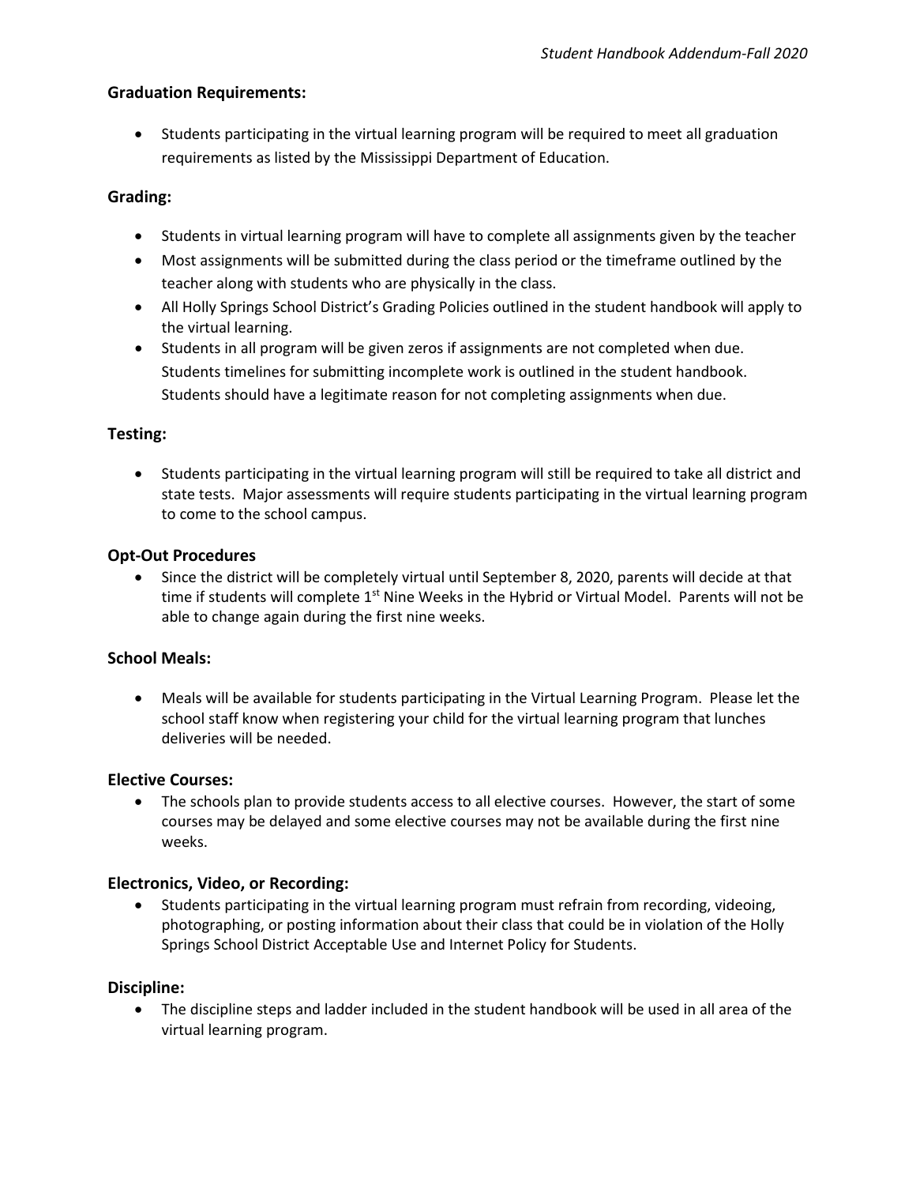### Graduation Requirements:

- Students participating in the virtual learning program will be required to meet all graduation requirements as listed by the Mississippi Department of Education.

### Grading:

- Students in virtual learning program will have to complete all assignments given by the teacher
- Most assignments will be submitted during the class period or the timeframe outlined by the teacher along with students who are physically in the class.
- All Holly Springs School District's Grading Policies outlined in the student handbook will apply to the virtual learning.
- Students in all program will be given zeros if assignments are not completed when due. Students timelines for submitting incomplete work is outlined in the student handbook. Students should have a legitimate reason for not completing assignments when due.

### Testing:

- Students participating in the virtual learning program will still be required to take all district and state tests. Major assessments will require students participating in the virtual learning program to come to the school campus.

### Opt-Out Procedures

- Since the district will be completely virtual until September 8, 2020, parents will decide at that time if students will complete 1st Nine Weeks in the Hybrid or Virtual Model. Parents will not be able to change again during the first nine weeks.

### School Meals:

- Meals will be available for students participating in the Virtual Learning Program. Please let the school staff know when registering your child for the virtual learning program that lunches deliveries will be needed.

### Elective Courses:

- The schools plan to provide students access to all elective courses. However, the start of some courses may be delayed and some elective courses may not be available during the first nine weeks.

### Electronics, Video, or Recording:

- Students participating in the virtual learning program must refrain from recording, videoing, photographing, or posting information about their class that could be in violation of the Holly Springs School District Acceptable Use and Internet Policy for Students.

### Discipline:

- The discipline steps and ladder included in the student handbook will be used in all area of the virtual learning program.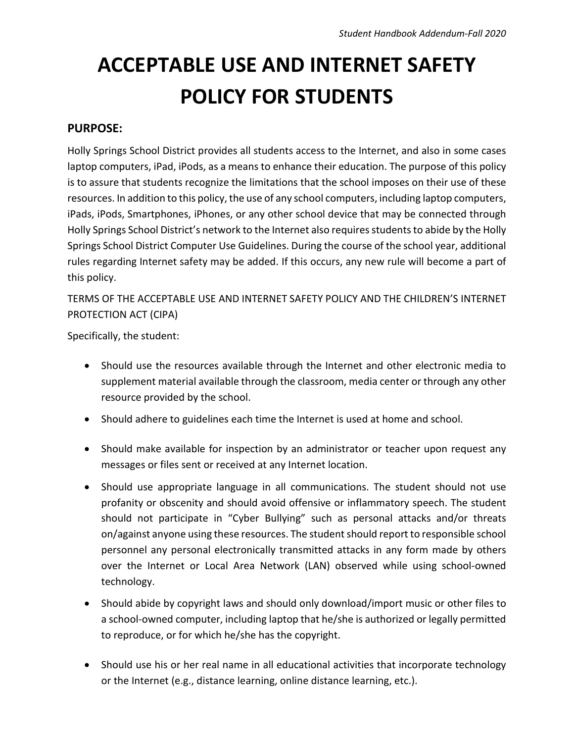# ACCEPTABLE USE AND INTERNET SAFETY POLICY FOR STUDENTS

## PURPOSE:

Holly Springs School District provides all students access to the Internet, and also in some cases laptop computers, iPad, iPods, as a means to enhance their education. The purpose of this policy is to assure that students recognize the limitations that the school imposes on their use of these resources. In addition to this policy, the use of any school computers, including laptop computers, iPads, iPods, Smartphones, iPhones, or any other school device that may be connected through Holly Springs School District's network to the Internet also requires students to abide by the Holly Springs School District Computer Use Guidelines. During the course of the school year, additional rules regarding Internet safety may be added. If this occurs, any new rule will become a part of this policy.

TERMS OF THE ACCEPTABLE USE AND INTERNET SAFETY POLICY AND THE CHILDREN'S INTERNET PROTECTION ACT (CIPA)

Specifically, the student:

- Should use the resources available through the Internet and other electronic media to supplement material available through the classroom, media center or through any other resource provided by the school.
- Should adhere to guidelines each time the Internet is used at home and school.
- Should make available for inspection by an administrator or teacher upon request any messages or files sent or received at any Internet location.
- Should use appropriate language in all communications. The student should not use profanity or obscenity and should avoid offensive or inflammatory speech. The student should not participate in "Cyber Bullying" such as personal attacks and/or threats on/against anyone using these resources. The student should report to responsible school personnel any personal electronically transmitted attacks in any form made by others over the Internet or Local Area Network (LAN) observed while using school-owned technology.
- Should abide by copyright laws and should only download/import music or other files to a school-owned computer, including laptop that he/she is authorized or legally permitted to reproduce, or for which he/she has the copyright.
- Should use his or her real name in all educational activities that incorporate technology or the Internet (e.g., distance learning, online distance learning, etc.).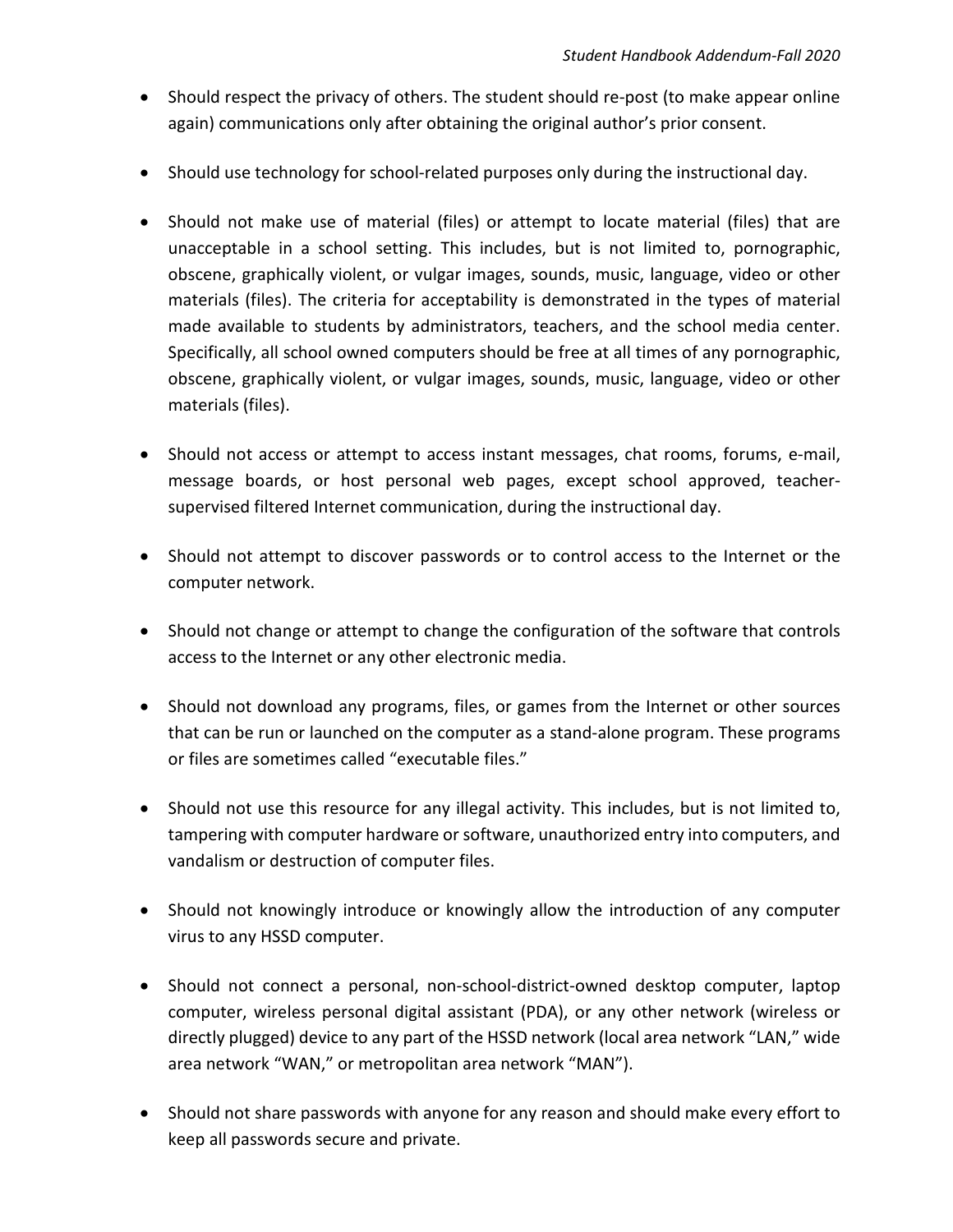- Should respect the privacy of others. The student should re-post (to make appear online again) communications only after obtaining the original author's prior consent.

- Should use technology for school-related purposes only during the instructional day.

- Should not make use of material (files) or attempt to locate material (files) that are unacceptable in a school setting. This includes, but is not limited to, pornographic, obscene, graphically violent, or vulgar images, sounds, music, language, video or other materials (files). The criteria for acceptability is demonstrated in the types of material made available to students by administrators, teachers, and the school media center. Specifically, all school owned computers should be free at all times of any pornographic, obscene, graphically violent, or vulgar images, sounds, music, language, video or other materials (files).

- Should not access or attempt to access instant messages, chat rooms, forums, e-mail, message boards, or host personal web pages, except school approved, teacher-supervised filtered Internet communication, during the instructional day.

- Should not attempt to discover passwords or to control access to the Internet or the computer network.

- Should not change or attempt to change the configuration of the software that controls access to the Internet or any other electronic media.

- Should not download any programs, files, or games from the Internet or other sources that can be run or launched on the computer as a stand-alone program. These programs or files are sometimes called "executable files."

- Should not use this resource for any illegal activity. This includes, but is not limited to, tampering with computer hardware or software, unauthorized entry into computers, and vandalism or destruction of computer files.

- Should not knowingly introduce or knowingly allow the introduction of any computer virus to any HSSD computer.

- Should not connect a personal, non-school-district-owned desktop computer, laptop computer, wireless personal digital assistant (PDA), or any other network (wireless or directly plugged) device to any part of the HSSD network (local area network "LAN," wide area network "WAN," or metropolitan area network "MAN").

- Should not share passwords with anyone for any reason and should make every effort to keep all passwords secure and private.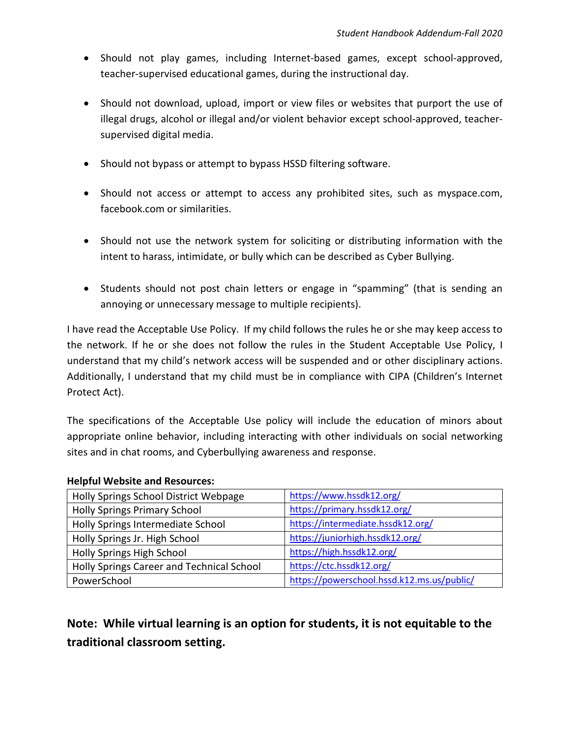- Should not play games, including Internet-based games, except school-approved, teacher-supervised educational games, during the instructional day.

- Should not download, upload, import or view files or websites that purport the use of illegal drugs, alcohol or illegal and/or violent behavior except school-approved, teacher-supervised digital media.

- Should not bypass or attempt to bypass HSSD filtering software.

- Should not access or attempt to access any prohibited sites, such as myspace.com, facebook.com or similarities.

- Should not use the network system for soliciting or distributing information with the intent to harass, intimidate, or bully which can be described as Cyber Bullying.

- Students should not post chain letters or engage in "spamming" (that is sending an annoying or unnecessary message to multiple recipients).

I have read the Acceptable Use Policy. If my child follows the rules he or she may keep access to the network. If he or she does not follow the rules in the Student Acceptable Use Policy, I understand that my child's network access will be suspended and or other disciplinary actions. Additionally, I understand that my child must be in compliance with CIPA (Children's Internet Protect Act).

The specifications of the Acceptable Use policy will include the education of minors about appropriate online behavior, including interacting with other individuals on social networking sites and in chat rooms, and Cyberbullying awareness and response.

**Helpful Website and Resources:**

| | |
|---|---|
| Holly Springs School District Webpage | https://www.hssdk12.org/ |
| Holly Springs Primary School | https://primary.hssdk12.org/ |
| Holly Springs Intermediate School | https://intermediate.hssdk12.org/ |
| Holly Springs Jr. High School | https://juniorhigh.hssdk12.org/ |
| Holly Springs High School | https://high.hssdk12.org/ |
| Holly Springs Career and Technical School | https://ctc.hssdk12.org/ |
| PowerSchool | https://powerschool.hssd.k12.ms.us/public/ |

**Note: While virtual learning is an option for students, it is not equitable to the traditional classroom setting.**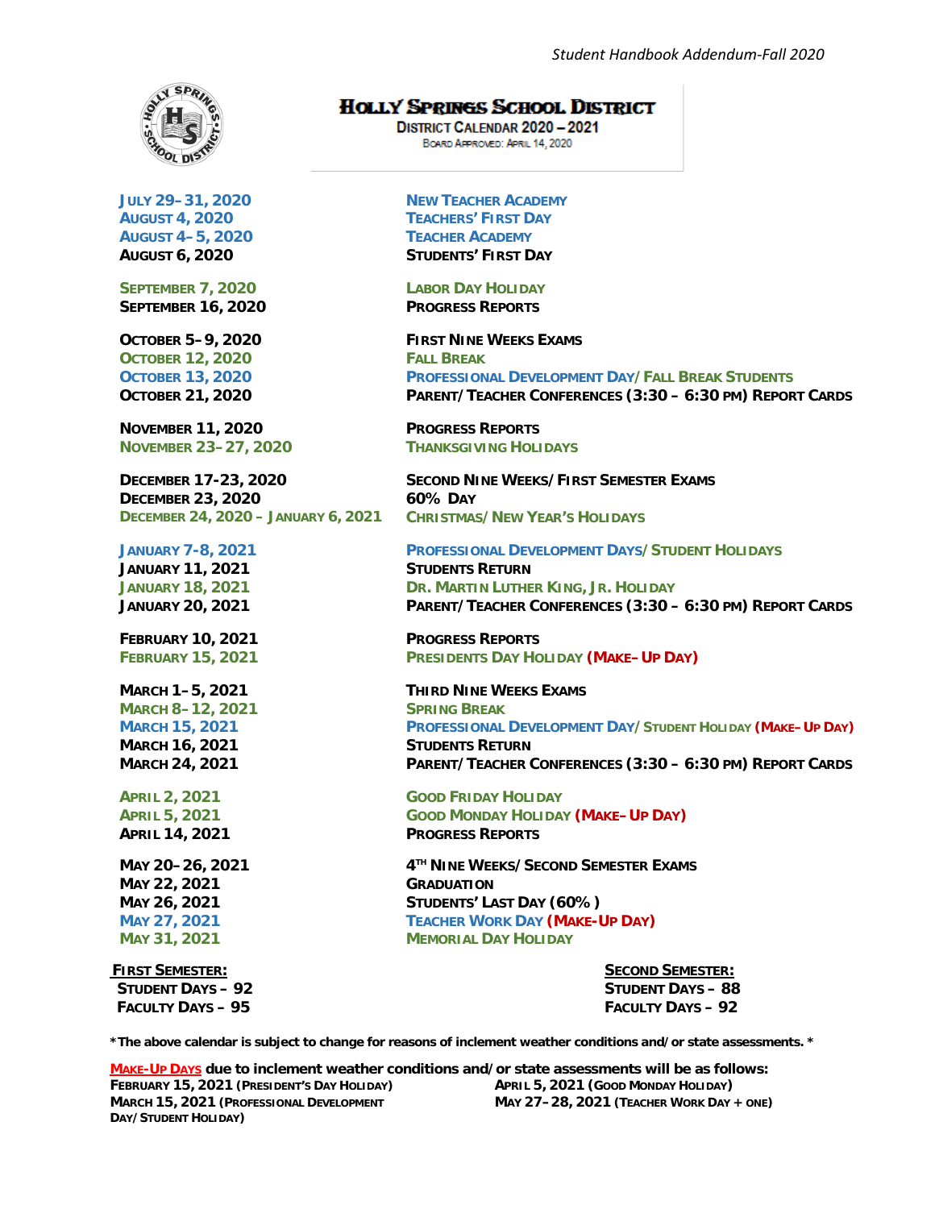# Holly Springs School District

**District Calendar 2020 – 2021**

Board Approved: April 14, 2020

| | |
|---|---|
| **July 29–31, 2020** | **New Teacher Academy** |
| **August 4, 2020** | **Teachers' First Day** |
| **August 4–5, 2020** | **Teacher Academy** |
| **August 6, 2020** | **Students' First Day** |
| | |
| **September 7, 2020** | **Labor Day Holiday** |
| **September 16, 2020** | **Progress Reports** |
| | |
| **October 5–9, 2020** | **First Nine Weeks Exams** |
| **October 12, 2020** | **Fall Break** |
| **October 13, 2020** | **Professional Development Day/ Fall Break Students** |
| **October 21, 2020** | **Parent/ Teacher Conferences (3:30 – 6:30 pm) Report Cards** |
| | |
| **November 11, 2020** | **Progress Reports** |
| **November 23–27, 2020** | **Thanksgiving Holidays** |
| | |
| **December 17-23, 2020** | **Second Nine Weeks/ First Semester Exams** |
| **December 23, 2020** | **60% Day** |
| **December 24, 2020 – January 6, 2021** | **Christmas/ New Year's Holidays** |
| | |
| **January 7-8, 2021** | **Professional Development Days/ Student Holidays** |
| **January 11, 2021** | **Students Return** |
| **January 18, 2021** | **Dr. Martin Luther King, Jr. Holiday** |
| **January 20, 2021** | **Parent/ Teacher Conferences (3:30 – 6:30 pm) Report Cards** |
| | |
| **February 10, 2021** | **Progress Reports** |
| **February 15, 2021** | **Presidents Day Holiday (Make-Up Day)** |
| | |
| **March 1–5, 2021** | **Third Nine Weeks Exams** |
| **March 8–12, 2021** | **Spring Break** |
| **March 15, 2021** | **Professional Development Day/ Student Holiday (Make-Up Day)** |
| **March 16, 2021** | **Students Return** |
| **March 24, 2021** | **Parent/ Teacher Conferences (3:30 – 6:30 pm) Report Cards** |
| | |
| **April 2, 2021** | **Good Friday Holiday** |
| **April 5, 2021** | **Good Monday Holiday (Make-Up Day)** |
| **April 14, 2021** | **Progress Reports** |
| | |
| **May 20–26, 2021** | **4th Nine Weeks/ Second Semester Exams** |
| **May 22, 2021** | **Graduation** |
| **May 26, 2021** | **Students' Last Day (60%)** |
| **May 27, 2021** | **Teacher Work Day (Make-Up Day)** |
| **May 31, 2021** | **Memorial Day Holiday** |

**First Semester:**
**Student Days – 92**
**Faculty Days – 95**

**Second Semester:**
**Student Days – 88**
**Faculty Days – 92**

**\*The above calendar is subject to change for reasons of inclement weather conditions and/or state assessments.\***

**Make-Up Days due to inclement weather conditions and/or state assessments will be as follows:**

**February 15, 2021 (President's Day Holiday)**
**March 15, 2021 (Professional Development Day/ Student Holiday)**
**April 5, 2021 (Good Monday Holiday)**
**May 27–28, 2021 (Teacher Work Day + one)**